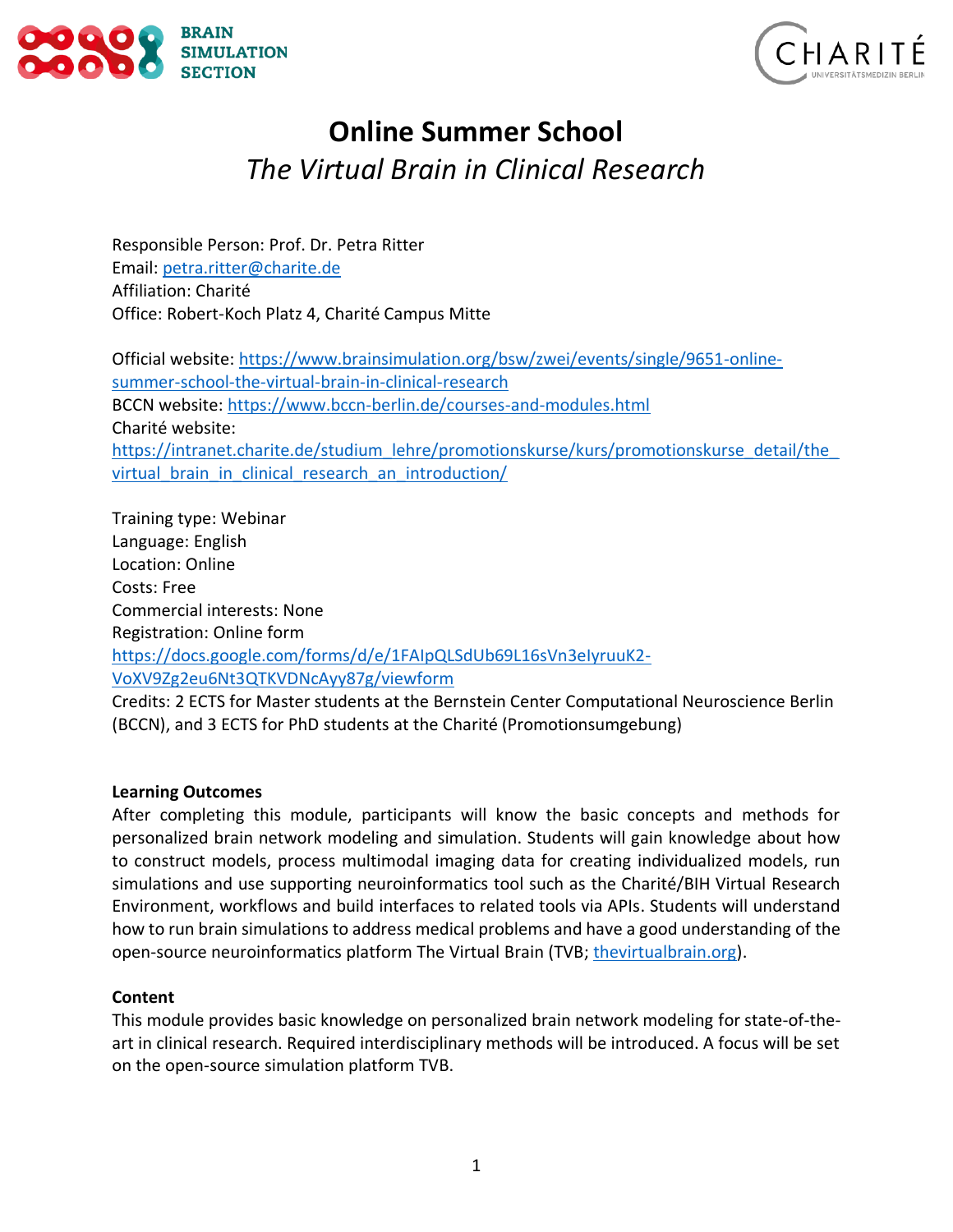BRAIN SIMULATION SECTION

CHARITÉ UNIVERSITÄTSMEDIZIN BERLIN

# Online Summer School

## *The Virtual Brain in Clinical Research*

Responsible Person: Prof. Dr. Petra Ritter
Email: petra.ritter@charite.de
Affiliation: Charité
Office: Robert-Koch Platz 4, Charité Campus Mitte

Official website: https://www.brainsimulation.org/bsw/zwei/events/single/9651-online-summer-school-the-virtual-brain-in-clinical-research
BCCN website: https://www.bccn-berlin.de/courses-and-modules.html
Charité website:
https://intranet.charite.de/studium_lehre/promotionskurse/kurs/promotionskurse_detail/the_virtual_brain_in_clinical_research_an_introduction/

Training type: Webinar
Language: English
Location: Online
Costs: Free
Commercial interests: None
Registration: Online form
https://docs.google.com/forms/d/e/1FAIpQLSdUb69L16sVn3eIyruuK2-VoXV9Zg2eu6Nt3QTKVDNcAyy87g/viewform
Credits: 2 ECTS for Master students at the Bernstein Center Computational Neuroscience Berlin (BCCN), and 3 ECTS for PhD students at the Charité (Promotionsumgebung)

**Learning Outcomes**

After completing this module, participants will know the basic concepts and methods for personalized brain network modeling and simulation. Students will gain knowledge about how to construct models, process multimodal imaging data for creating individualized models, run simulations and use supporting neuroinformatics tool such as the Charité/BIH Virtual Research Environment, workflows and build interfaces to related tools via APIs. Students will understand how to run brain simulations to address medical problems and have a good understanding of the open-source neuroinformatics platform The Virtual Brain (TVB; thevirtualbrain.org).

**Content**

This module provides basic knowledge on personalized brain network modeling for state-of-the-art in clinical research. Required interdisciplinary methods will be introduced. A focus will be set on the open-source simulation platform TVB.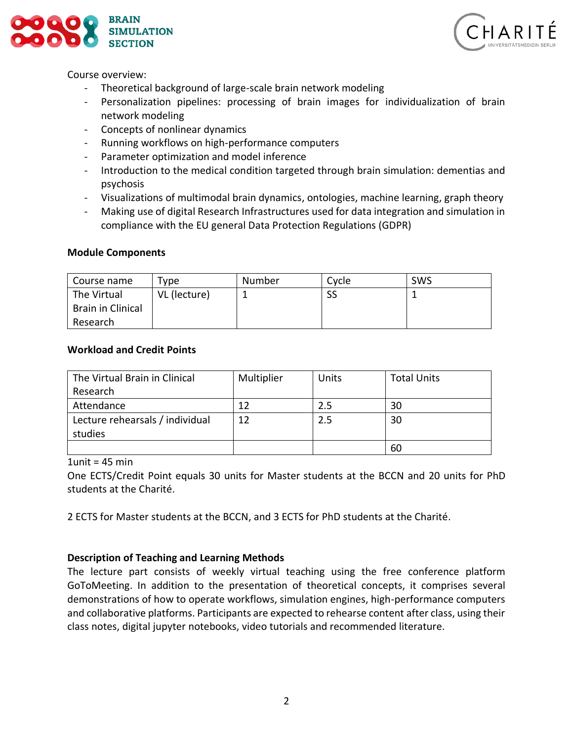Course overview:

- Theoretical background of large-scale brain network modeling
- Personalization pipelines: processing of brain images for individualization of brain network modeling
- Concepts of nonlinear dynamics
- Running workflows on high-performance computers
- Parameter optimization and model inference
- Introduction to the medical condition targeted through brain simulation: dementias and psychosis
- Visualizations of multimodal brain dynamics, ontologies, machine learning, graph theory
- Making use of digital Research Infrastructures used for data integration and simulation in compliance with the EU general Data Protection Regulations (GDPR)

**Module Components**

| Course name | Type | Number | Cycle | SWS |
|---|---|---|---|---|
| The Virtual Brain in Clinical Research | VL (lecture) | 1 | SS | 1 |

**Workload and Credit Points**

| The Virtual Brain in Clinical Research | Multiplier | Units | Total Units |
|---|---|---|---|
| Attendance | 12 | 2.5 | 30 |
| Lecture rehearsals / individual studies | 12 | 2.5 | 30 |
| | | | 60 |

1unit = 45 min

One ECTS/Credit Point equals 30 units for Master students at the BCCN and 20 units for PhD students at the Charité.

2 ECTS for Master students at the BCCN, and 3 ECTS for PhD students at the Charité.

**Description of Teaching and Learning Methods**

The lecture part consists of weekly virtual teaching using the free conference platform GoToMeeting. In addition to the presentation of theoretical concepts, it comprises several demonstrations of how to operate workflows, simulation engines, high-performance computers and collaborative platforms. Participants are expected to rehearse content after class, using their class notes, digital jupyter notebooks, video tutorials and recommended literature.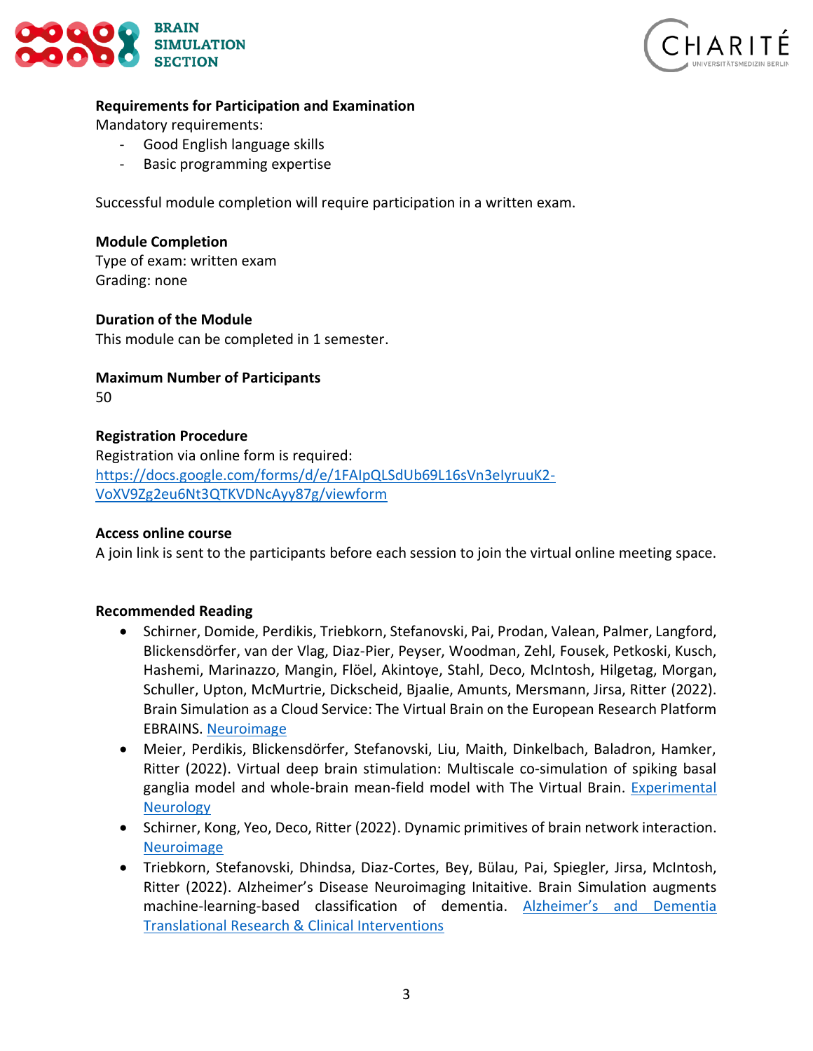**Requirements for Participation and Examination**

Mandatory requirements:

- Good English language skills
- Basic programming expertise

Successful module completion will require participation in a written exam.

**Module Completion**

Type of exam: written exam
Grading: none

**Duration of the Module**

This module can be completed in 1 semester.

**Maximum Number of Participants**

50

**Registration Procedure**

Registration via online form is required:
[https://docs.google.com/forms/d/e/1FAIpQLSdUb69L16sVn3eIyruuK2-VoXV9Zg2eu6Nt3QTKVDNcAyy87g/viewform](https://docs.google.com/forms/d/e/1FAIpQLSdUb69L16sVn3eIyruuK2-VoXV9Zg2eu6Nt3QTKVDNcAyy87g/viewform)

**Access online course**

A join link is sent to the participants before each session to join the virtual online meeting space.

**Recommended Reading**

- Schirner, Domide, Perdikis, Triebkorn, Stefanovski, Pai, Prodan, Valean, Palmer, Langford, Blickensdörfer, van der Vlag, Diaz-Pier, Peyser, Woodman, Zehl, Fousek, Petkoski, Kusch, Hashemi, Marinazzo, Mangin, Flöel, Akintoye, Stahl, Deco, McIntosh, Hilgetag, Morgan, Schuller, Upton, McMurtrie, Dickscheid, Bjaalie, Amunts, Mersmann, Jirsa, Ritter (2022). Brain Simulation as a Cloud Service: The Virtual Brain on the European Research Platform EBRAINS. Neuroimage
- Meier, Perdikis, Blickensdörfer, Stefanovski, Liu, Maith, Dinkelbach, Baladron, Hamker, Ritter (2022). Virtual deep brain stimulation: Multiscale co-simulation of spiking basal ganglia model and whole-brain mean-field model with The Virtual Brain. Experimental Neurology
- Schirner, Kong, Yeo, Deco, Ritter (2022). Dynamic primitives of brain network interaction. Neuroimage
- Triebkorn, Stefanovski, Dhindsa, Diaz-Cortes, Bey, Bülau, Pai, Spiegler, Jirsa, McIntosh, Ritter (2022). Alzheimer's Disease Neuroimaging Initaitive. Brain Simulation augments machine-learning-based classification of dementia. Alzheimer's and Dementia Translational Research & Clinical Interventions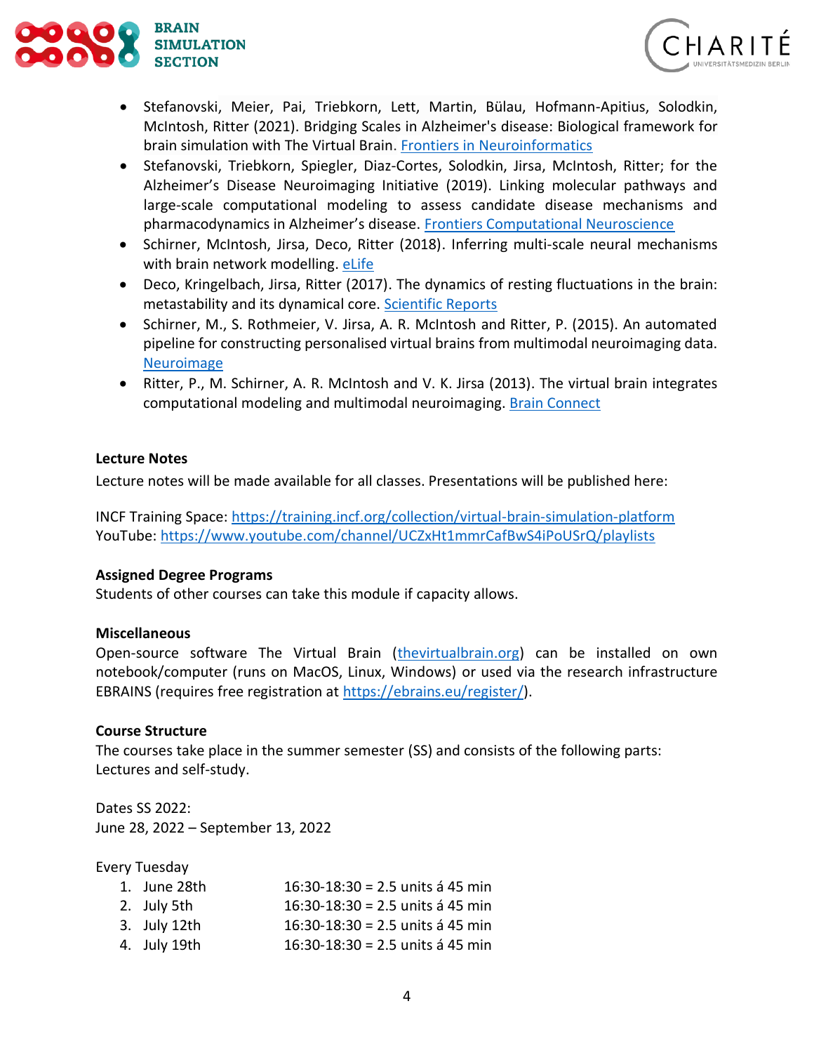- Stefanovski, Meier, Pai, Triebkorn, Lett, Martin, Bülau, Hofmann-Apitius, Solodkin, McIntosh, Ritter (2021). Bridging Scales in Alzheimer's disease: Biological framework for brain simulation with The Virtual Brain. Frontiers in Neuroinformatics
- Stefanovski, Triebkorn, Spiegler, Diaz-Cortes, Solodkin, Jirsa, McIntosh, Ritter; for the Alzheimer's Disease Neuroimaging Initiative (2019). Linking molecular pathways and large-scale computational modeling to assess candidate disease mechanisms and pharmacodynamics in Alzheimer's disease. Frontiers Computational Neuroscience
- Schirner, McIntosh, Jirsa, Deco, Ritter (2018). Inferring multi-scale neural mechanisms with brain network modelling. eLife
- Deco, Kringelbach, Jirsa, Ritter (2017). The dynamics of resting fluctuations in the brain: metastability and its dynamical core. Scientific Reports
- Schirner, M., S. Rothmeier, V. Jirsa, A. R. McIntosh and Ritter, P. (2015). An automated pipeline for constructing personalised virtual brains from multimodal neuroimaging data. Neuroimage
- Ritter, P., M. Schirner, A. R. McIntosh and V. K. Jirsa (2013). The virtual brain integrates computational modeling and multimodal neuroimaging. Brain Connect

**Lecture Notes**

Lecture notes will be made available for all classes. Presentations will be published here:

INCF Training Space: https://training.incf.org/collection/virtual-brain-simulation-platform
YouTube: https://www.youtube.com/channel/UCZxHt1mmrCafBwS4iPoUSrQ/playlists

**Assigned Degree Programs**

Students of other courses can take this module if capacity allows.

**Miscellaneous**

Open-source software The Virtual Brain (thevirtualbrain.org) can be installed on own notebook/computer (runs on MacOS, Linux, Windows) or used via the research infrastructure EBRAINS (requires free registration at https://ebrains.eu/register/).

**Course Structure**

The courses take place in the summer semester (SS) and consists of the following parts: Lectures and self-study.

Dates SS 2022:
June 28, 2022 – September 13, 2022

Every Tuesday

1. June 28th 16:30-18:30 = 2.5 units á 45 min
2. July 5th 16:30-18:30 = 2.5 units á 45 min
3. July 12th 16:30-18:30 = 2.5 units á 45 min
4. July 19th 16:30-18:30 = 2.5 units á 45 min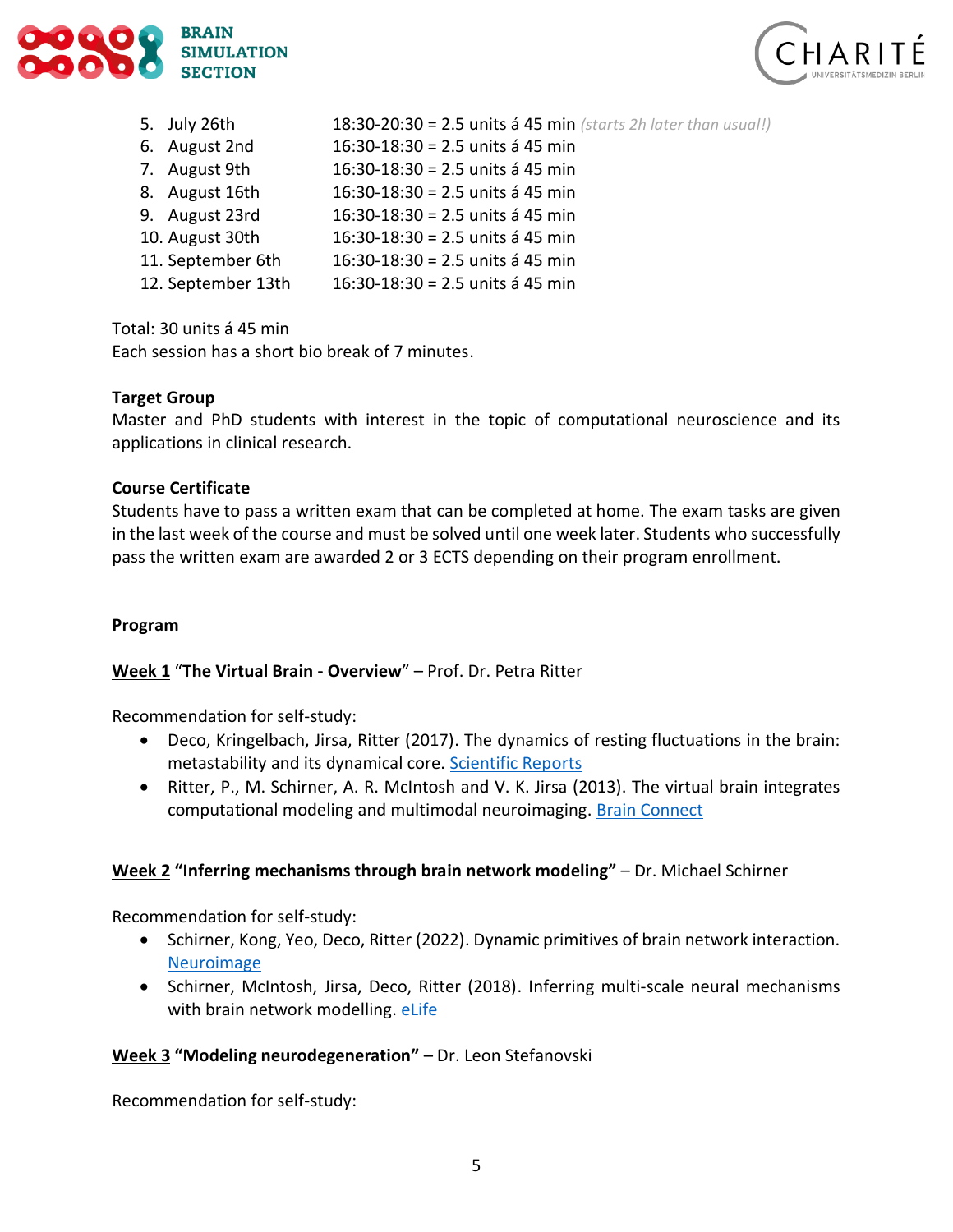5. July 26th 18:30-20:30 = 2.5 units á 45 min *(starts 2h later than usual!)*
6. August 2nd 16:30-18:30 = 2.5 units á 45 min
7. August 9th 16:30-18:30 = 2.5 units á 45 min
8. August 16th 16:30-18:30 = 2.5 units á 45 min
9. August 23rd 16:30-18:30 = 2.5 units á 45 min
10. August 30th 16:30-18:30 = 2.5 units á 45 min
11. September 6th 16:30-18:30 = 2.5 units á 45 min
12. September 13th 16:30-18:30 = 2.5 units á 45 min

Total: 30 units á 45 min
Each session has a short bio break of 7 minutes.

**Target Group**
Master and PhD students with interest in the topic of computational neuroscience and its applications in clinical research.

**Course Certificate**
Students have to pass a written exam that can be completed at home. The exam tasks are given in the last week of the course and must be solved until one week later. Students who successfully pass the written exam are awarded 2 or 3 ECTS depending on their program enrollment.

**Program**

**Week 1** "**The Virtual Brain - Overview**" – Prof. Dr. Petra Ritter

Recommendation for self-study:

- Deco, Kringelbach, Jirsa, Ritter (2017). The dynamics of resting fluctuations in the brain: metastability and its dynamical core. Scientific Reports
- Ritter, P., M. Schirner, A. R. McIntosh and V. K. Jirsa (2013). The virtual brain integrates computational modeling and multimodal neuroimaging. Brain Connect

**Week 2 "Inferring mechanisms through brain network modeling"** – Dr. Michael Schirner

Recommendation for self-study:

- Schirner, Kong, Yeo, Deco, Ritter (2022). Dynamic primitives of brain network interaction. Neuroimage
- Schirner, McIntosh, Jirsa, Deco, Ritter (2018). Inferring multi-scale neural mechanisms with brain network modelling. eLife

**Week 3 "Modeling neurodegeneration"** – Dr. Leon Stefanovski

Recommendation for self-study: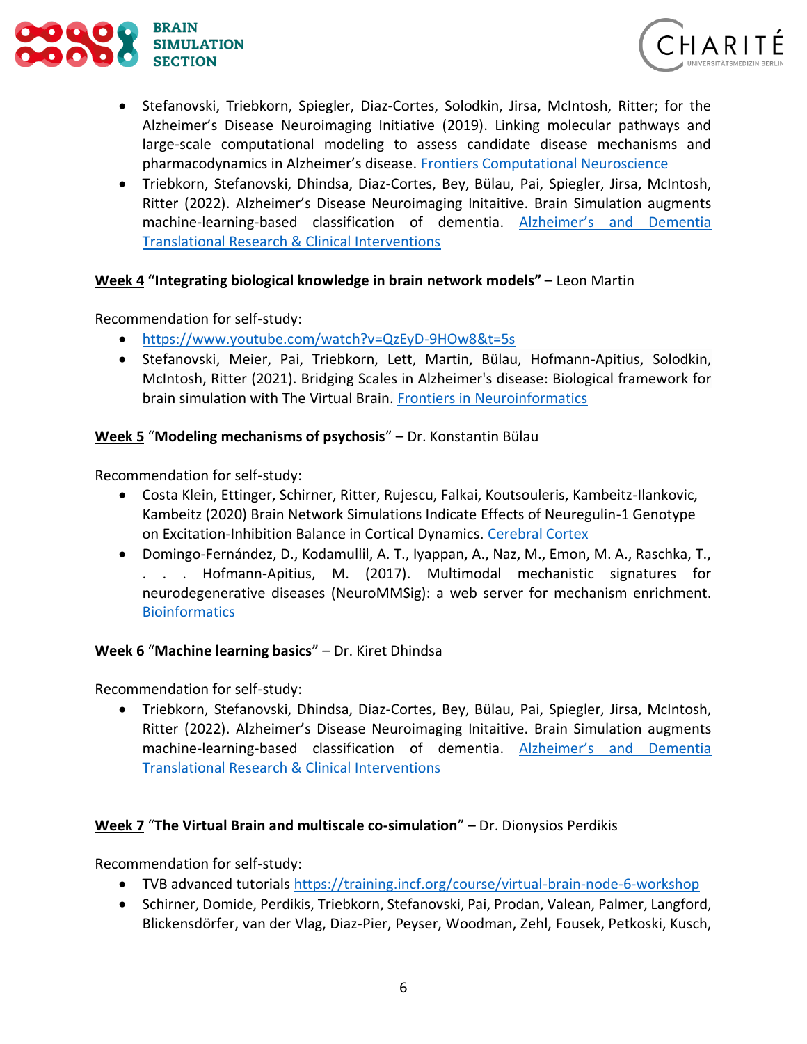- Stefanovski, Triebkorn, Spiegler, Diaz-Cortes, Solodkin, Jirsa, McIntosh, Ritter; for the Alzheimer's Disease Neuroimaging Initiative (2019). Linking molecular pathways and large-scale computational modeling to assess candidate disease mechanisms and pharmacodynamics in Alzheimer's disease. [Frontiers Computational Neuroscience]()
- Triebkorn, Stefanovski, Dhindsa, Diaz-Cortes, Bey, Bülau, Pai, Spiegler, Jirsa, McIntosh, Ritter (2022). Alzheimer's Disease Neuroimaging Initaitive. Brain Simulation augments machine-learning-based classification of dementia. [Alzheimer's and Dementia Translational Research & Clinical Interventions]()

**Week 4** **"Integrating biological knowledge in brain network models"** – Leon Martin

Recommendation for self-study:

- https://www.youtube.com/watch?v=QzEyD-9HOw8&t=5s
- Stefanovski, Meier, Pai, Triebkorn, Lett, Martin, Bülau, Hofmann-Apitius, Solodkin, McIntosh, Ritter (2021). Bridging Scales in Alzheimer's disease: Biological framework for brain simulation with The Virtual Brain. [Frontiers in Neuroinformatics]()

**Week 5** "**Modeling mechanisms of psychosis**" – Dr. Konstantin Bülau

Recommendation for self-study:

- Costa Klein, Ettinger, Schirner, Ritter, Rujescu, Falkai, Koutsouleris, Kambeitz-Ilankovic, Kambeitz (2020) Brain Network Simulations Indicate Effects of Neuregulin-1 Genotype on Excitation-Inhibition Balance in Cortical Dynamics. [Cerebral Cortex]()
- Domingo-Fernández, D., Kodamullil, A. T., Iyappan, A., Naz, M., Emon, M. A., Raschka, T., . . . Hofmann-Apitius, M. (2017). Multimodal mechanistic signatures for neurodegenerative diseases (NeuroMMSig): a web server for mechanism enrichment. [Bioinformatics]()

**Week 6** "**Machine learning basics**" – Dr. Kiret Dhindsa

Recommendation for self-study:

- Triebkorn, Stefanovski, Dhindsa, Diaz-Cortes, Bey, Bülau, Pai, Spiegler, Jirsa, McIntosh, Ritter (2022). Alzheimer's Disease Neuroimaging Initaitive. Brain Simulation augments machine-learning-based classification of dementia. [Alzheimer's and Dementia Translational Research & Clinical Interventions]()

**Week 7** "**The Virtual Brain and multiscale co-simulation**" – Dr. Dionysios Perdikis

Recommendation for self-study:

- TVB advanced tutorials https://training.incf.org/course/virtual-brain-node-6-workshop
- Schirner, Domide, Perdikis, Triebkorn, Stefanovski, Pai, Prodan, Valean, Palmer, Langford, Blickensdörfer, van der Vlag, Diaz-Pier, Peyser, Woodman, Zehl, Fousek, Petkoski, Kusch,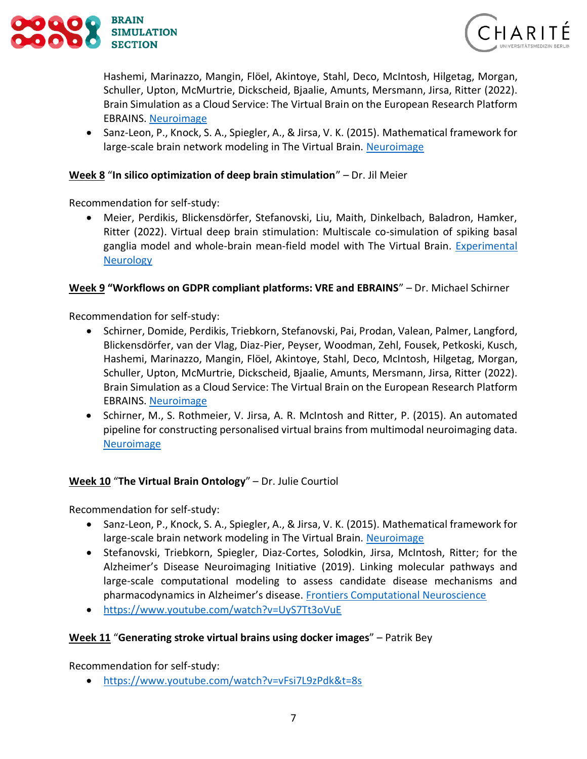Hashemi, Marinazzo, Mangin, Flöel, Akintoye, Stahl, Deco, McIntosh, Hilgetag, Morgan, Schuller, Upton, McMurtrie, Dickscheid, Bjaalie, Amunts, Mersmann, Jirsa, Ritter (2022). Brain Simulation as a Cloud Service: The Virtual Brain on the European Research Platform EBRAINS. Neuroimage

- Sanz-Leon, P., Knock, S. A., Spiegler, A., & Jirsa, V. K. (2015). Mathematical framework for large-scale brain network modeling in The Virtual Brain. Neuroimage

**Week 8** "**In silico optimization of deep brain stimulation**" – Dr. Jil Meier

Recommendation for self-study:

- Meier, Perdikis, Blickensdörfer, Stefanovski, Liu, Maith, Dinkelbach, Baladron, Hamker, Ritter (2022). Virtual deep brain stimulation: Multiscale co-simulation of spiking basal ganglia model and whole-brain mean-field model with The Virtual Brain. Experimental Neurology

**Week 9** "**Workflows on GDPR compliant platforms: VRE and EBRAINS**" – Dr. Michael Schirner

Recommendation for self-study:

- Schirner, Domide, Perdikis, Triebkorn, Stefanovski, Pai, Prodan, Valean, Palmer, Langford, Blickensdörfer, van der Vlag, Diaz-Pier, Peyser, Woodman, Zehl, Fousek, Petkoski, Kusch, Hashemi, Marinazzo, Mangin, Flöel, Akintoye, Stahl, Deco, McIntosh, Hilgetag, Morgan, Schuller, Upton, McMurtrie, Dickscheid, Bjaalie, Amunts, Mersmann, Jirsa, Ritter (2022). Brain Simulation as a Cloud Service: The Virtual Brain on the European Research Platform EBRAINS. Neuroimage
- Schirner, M., S. Rothmeier, V. Jirsa, A. R. McIntosh and Ritter, P. (2015). An automated pipeline for constructing personalised virtual brains from multimodal neuroimaging data. Neuroimage

**Week 10** "**The Virtual Brain Ontology**" – Dr. Julie Courtiol

Recommendation for self-study:

- Sanz-Leon, P., Knock, S. A., Spiegler, A., & Jirsa, V. K. (2015). Mathematical framework for large-scale brain network modeling in The Virtual Brain. Neuroimage
- Stefanovski, Triebkorn, Spiegler, Diaz-Cortes, Solodkin, Jirsa, McIntosh, Ritter; for the Alzheimer's Disease Neuroimaging Initiative (2019). Linking molecular pathways and large-scale computational modeling to assess candidate disease mechanisms and pharmacodynamics in Alzheimer's disease. Frontiers Computational Neuroscience
- https://www.youtube.com/watch?v=UyS7Tt3oVuE

**Week 11** "**Generating stroke virtual brains using docker images**" – Patrik Bey

Recommendation for self-study:

- https://www.youtube.com/watch?v=vFsi7L9zPdk&t=8s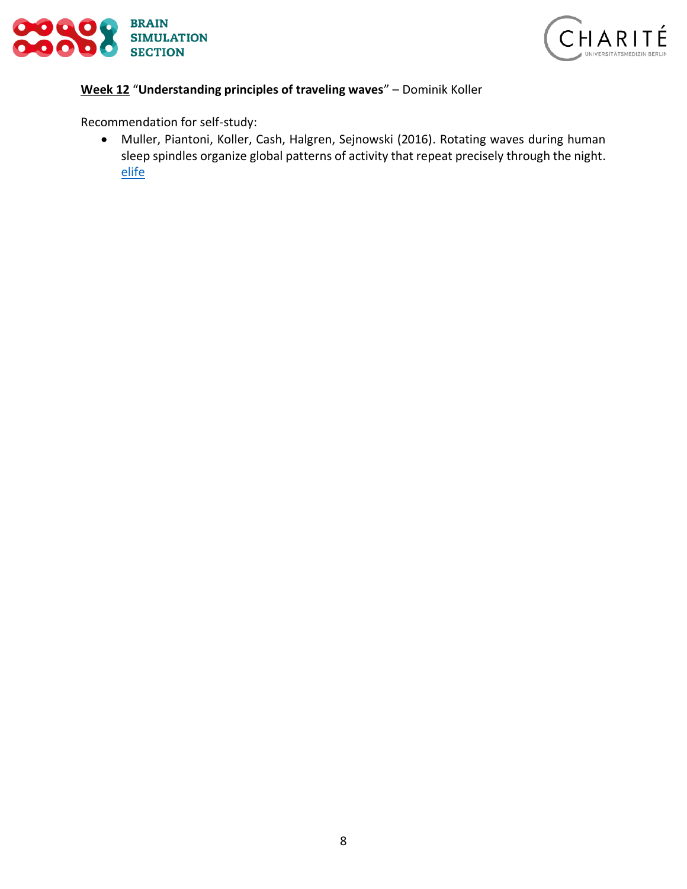**<u>Week 12</u>** "**Understanding principles of traveling waves**" – Dominik Koller

Recommendation for self-study:

- Muller, Piantoni, Koller, Cash, Halgren, Sejnowski (2016). Rotating waves during human sleep spindles organize global patterns of activity that repeat precisely through the night. elife